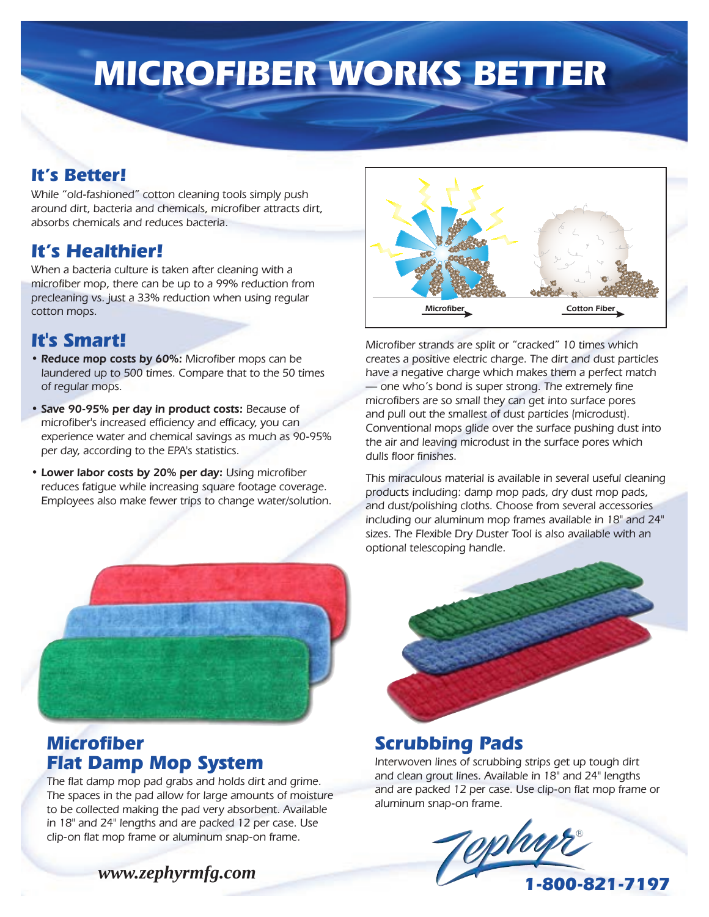# MICROFIBER WORKS BETTER

## It's Better!

While "old-fashioned" cotton cleaning tools simply push around dirt, bacteria and chemicals, microfiber attracts dirt, absorbs chemicals and reduces bacteria.

## It's Healthier!

When a bacteria culture is taken after cleaning with a microfiber mop, there can be up to a 99% reduction from precleaning vs. just a 33% reduction when using regular cotton mops.

## It's Smart!

- **Reduce mop costs by 60%:** Microfiber mops can be laundered up to 500 times. Compare that to the 50 times of regular mops.
- **Save 90-95% per day in product costs:** Because of microfiber's increased efficiency and efficacy, you can experience water and chemical savings as much as 90-95% per day, according to the EPA's statistics.
- **Lower labor costs by 20% per day:** Using microfiber reduces fatigue while increasing square footage coverage. Employees also make fewer trips to change water/solution.

Microfiber | Cotton Fiber

*Microfiber strands are split or "cracked" 10 times which creates a positive electric charge. The dirt and dust particles have a negative charge which makes them a perfect match — one who's bond is super strong. The extremely fine microfibers are so small they can get into surface pores and pull out the smallest of dust particles (microdust). Conventional mops glide over the surface pushing dust into the air and leaving microdust in the surface pores which dulls floor finishes.*

*This miraculous material is available in several useful cleaning products including: damp mop pads, dry dust mop pads, and dust/polishing cloths. Choose from several accessories including our aluminum mop frames available in 18" and 24" sizes. The Flexible Dry Duster Tool is also available with an optional telescoping handle.*

## Microfiber Flat Damp Mop System

The flat damp mop pad grabs and holds dirt and grime. The spaces in the pad allow for large amounts of moisture to be collected making the pad very absorbent. Available in 18" and 24" lengths and are packed 12 per case. Use clip-on flat mop frame or aluminum snap-on frame.

## Scrubbing Pads

Interwoven lines of scrubbing strips get up tough dirt and clean grout lines. Available in 18" and 24" lengths and are packed 12 per case. Use clip-on flat mop frame or aluminum snap-on frame.

*www.zephyrmfg.com*

Zephyr®

**1-800-821-7197**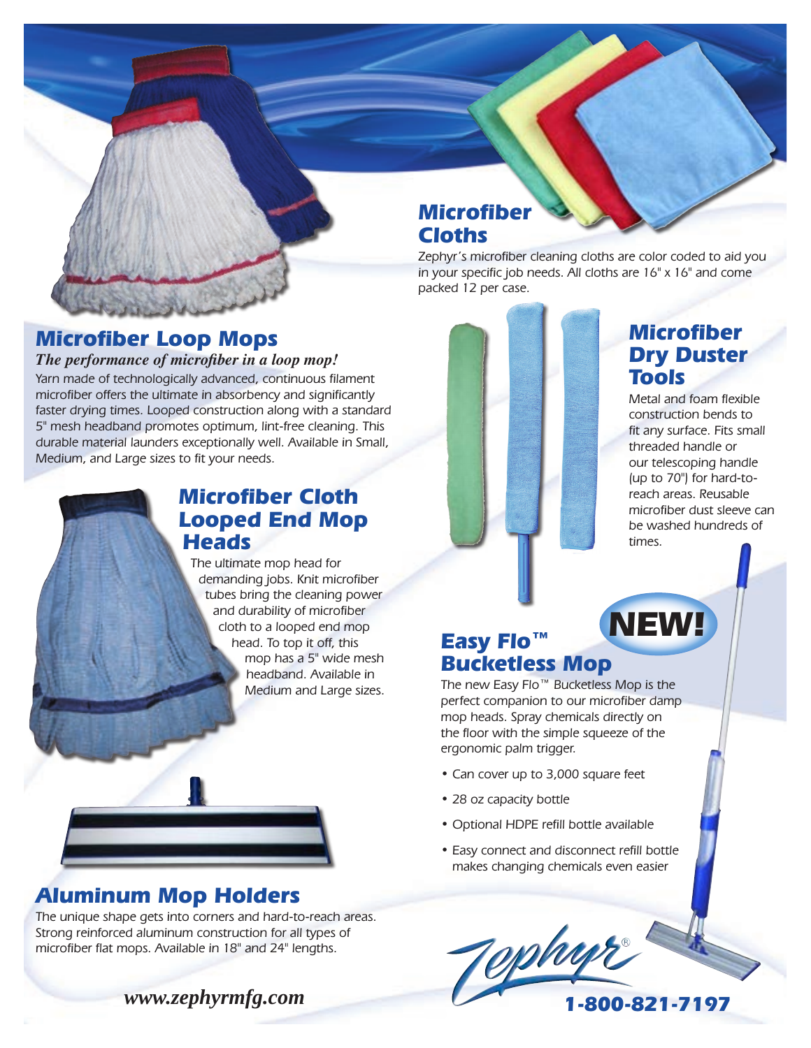## Microfiber Cloths

*Zephyr's microfiber cleaning cloths are color coded to aid you in your specific job needs. All cloths are 16" x 16" and come packed 12 per case.*

## Microfiber Loop Mops

***The performance of microfiber in a loop mop!***

Yarn made of technologically advanced, continuous filament microfiber offers the ultimate in absorbency and significantly faster drying times. Looped construction along with a standard 5" mesh headband promotes optimum, lint-free cleaning. This durable material launders exceptionally well. Available in Small, Medium, and Large sizes to fit your needs.

## Microfiber Dry Duster Tools

Metal and foam flexible construction bends to fit any surface. Fits small threaded handle or our telescoping handle (up to 70") for hard-to-reach areas. Reusable microfiber dust sleeve can be washed hundreds of times.

## Microfiber Cloth Looped End Mop Heads

The ultimate mop head for demanding jobs. Knit microfiber tubes bring the cleaning power and durability of microfiber cloth to a looped end mop head. To top it off, this mop has a 5" wide mesh headband. Available in Medium and Large sizes.

## Easy Flo™ Bucketless Mop

**NEW!**

The new Easy Flo™ Bucketless Mop is the perfect companion to our microfiber damp mop heads. Spray chemicals directly on the floor with the simple squeeze of the ergonomic palm trigger.

- Can cover up to 3,000 square feet
- 28 oz capacity bottle
- Optional HDPE refill bottle available
- Easy connect and disconnect refill bottle makes changing chemicals even easier

## Aluminum Mop Holders

The unique shape gets into corners and hard-to-reach areas. Strong reinforced aluminum construction for all types of microfiber flat mops. Available in 18" and 24" lengths.

***www.zephyrmfg.com***

Zephyr®

**1-800-821-7197**